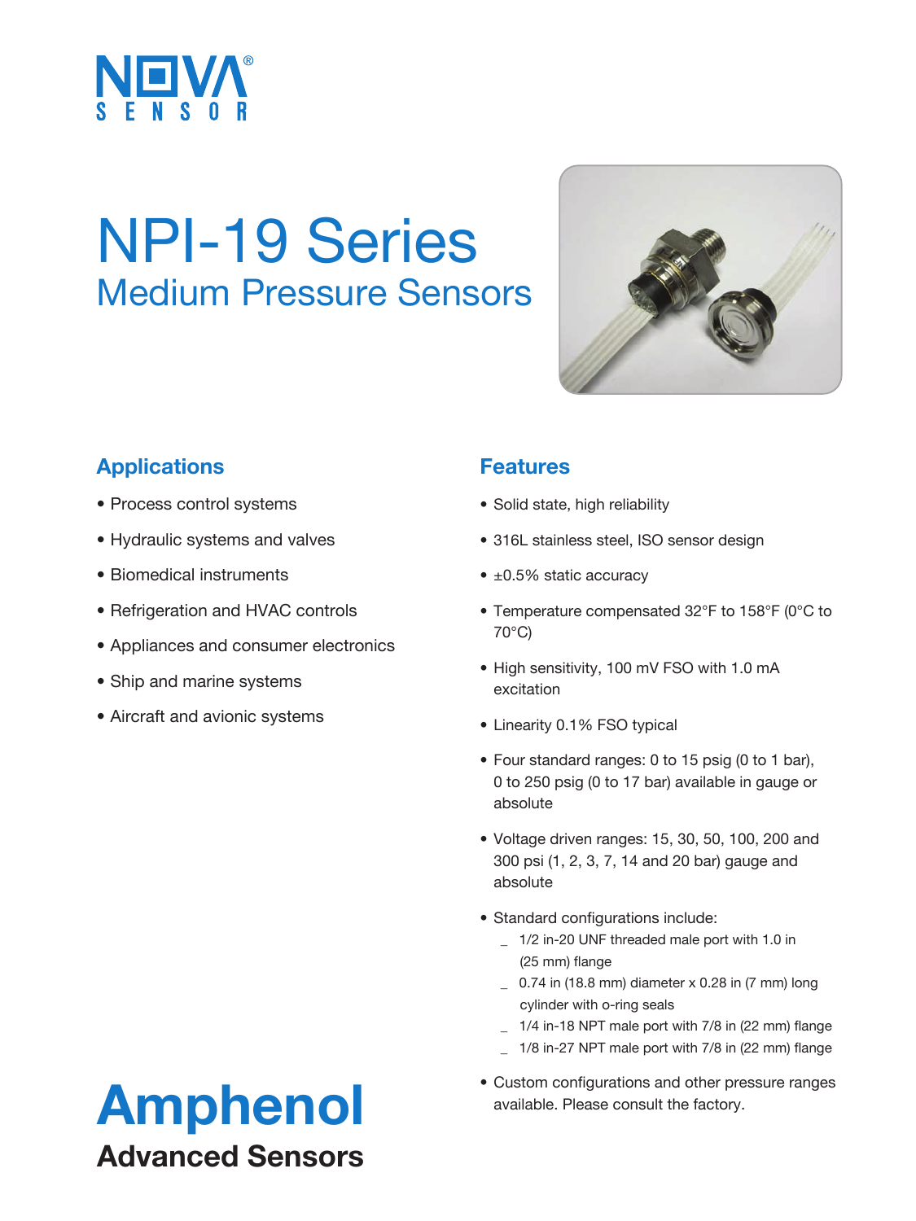NOVA® SENSOR

# NPI-19 Series

## Medium Pressure Sensors

### Applications

- Process control systems
- Hydraulic systems and valves
- Biomedical instruments
- Refrigeration and HVAC controls
- Appliances and consumer electronics
- Ship and marine systems
- Aircraft and avionic systems

### Features

- Solid state, high reliability
- 316L stainless steel, ISO sensor design
- ±0.5% static accuracy
- Temperature compensated 32°F to 158°F (0°C to 70°C)
- High sensitivity, 100 mV FSO with 1.0 mA excitation
- Linearity 0.1% FSO typical
- Four standard ranges: 0 to 15 psig (0 to 1 bar), 0 to 250 psig (0 to 17 bar) available in gauge or absolute
- Voltage driven ranges: 15, 30, 50, 100, 200 and 300 psi (1, 2, 3, 7, 14 and 20 bar) gauge and absolute
- Standard configurations include:
  - 1/2 in-20 UNF threaded male port with 1.0 in (25 mm) flange
  - 0.74 in (18.8 mm) diameter x 0.28 in (7 mm) long cylinder with o-ring seals
  - 1/4 in-18 NPT male port with 7/8 in (22 mm) flange
  - 1/8 in-27 NPT male port with 7/8 in (22 mm) flange
- Custom configurations and other pressure ranges available. Please consult the factory.

**Amphenol**
**Advanced Sensors**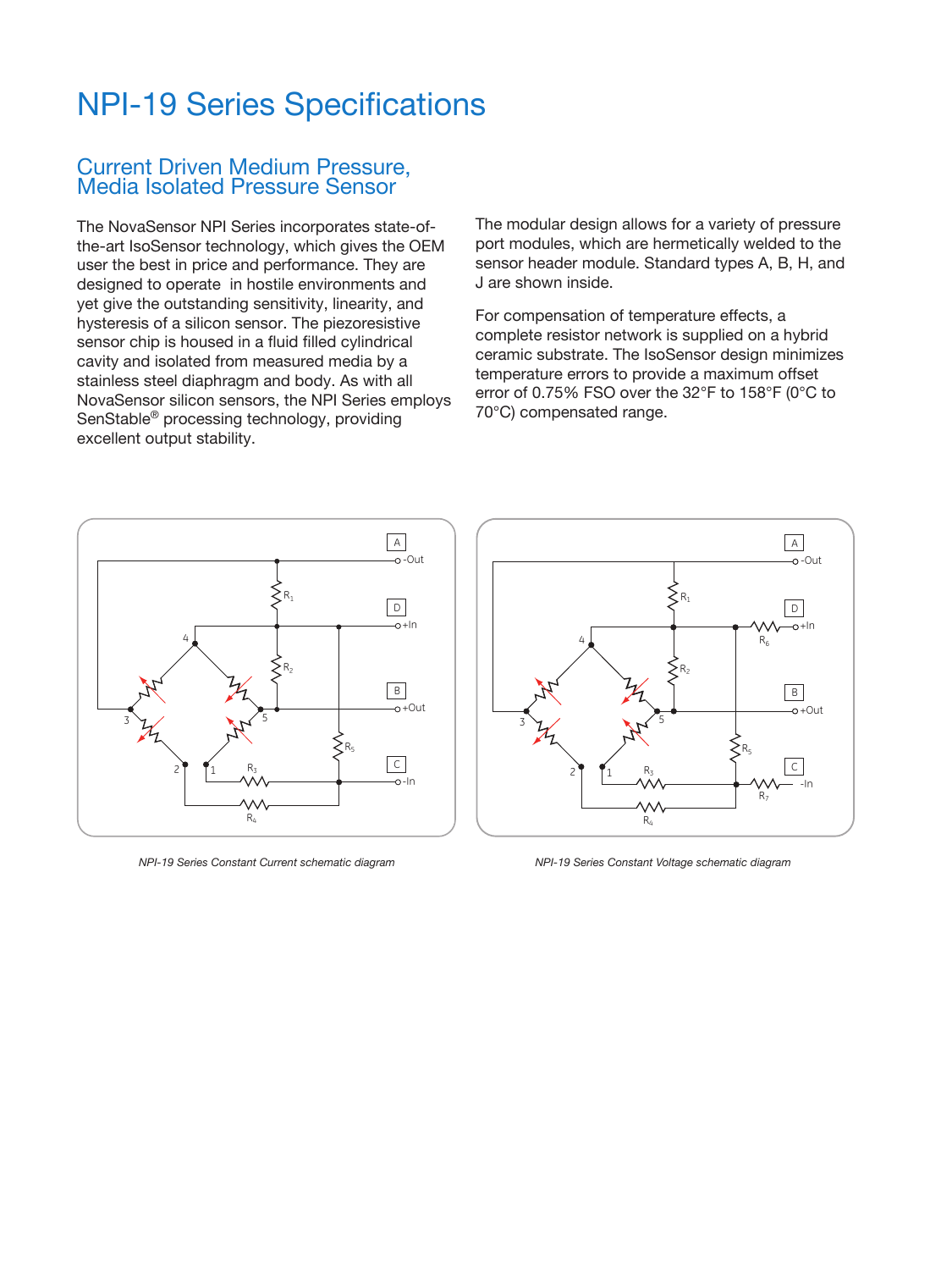# NPI-19 Series Specifications

## Current Driven Medium Pressure, Media Isolated Pressure Sensor

The NovaSensor NPI Series incorporates state-of-the-art IsoSensor technology, which gives the OEM user the best in price and performance. They are designed to operate in hostile environments and yet give the outstanding sensitivity, linearity, and hysteresis of a silicon sensor. The piezoresistive sensor chip is housed in a fluid filled cylindrical cavity and isolated from measured media by a stainless steel diaphragm and body. As with all NovaSensor silicon sensors, the NPI Series employs SenStable® processing technology, providing excellent output stability.

The modular design allows for a variety of pressure port modules, which are hermetically welded to the sensor header module. Standard types A, B, H, and J are shown inside.

For compensation of temperature effects, a complete resistor network is supplied on a hybrid ceramic substrate. The IsoSensor design minimizes temperature errors to provide a maximum offset error of 0.75% FSO over the 32°F to 158°F (0°C to 70°C) compensated range.

*NPI-19 Series Constant Current schematic diagram*

*NPI-19 Series Constant Voltage schematic diagram*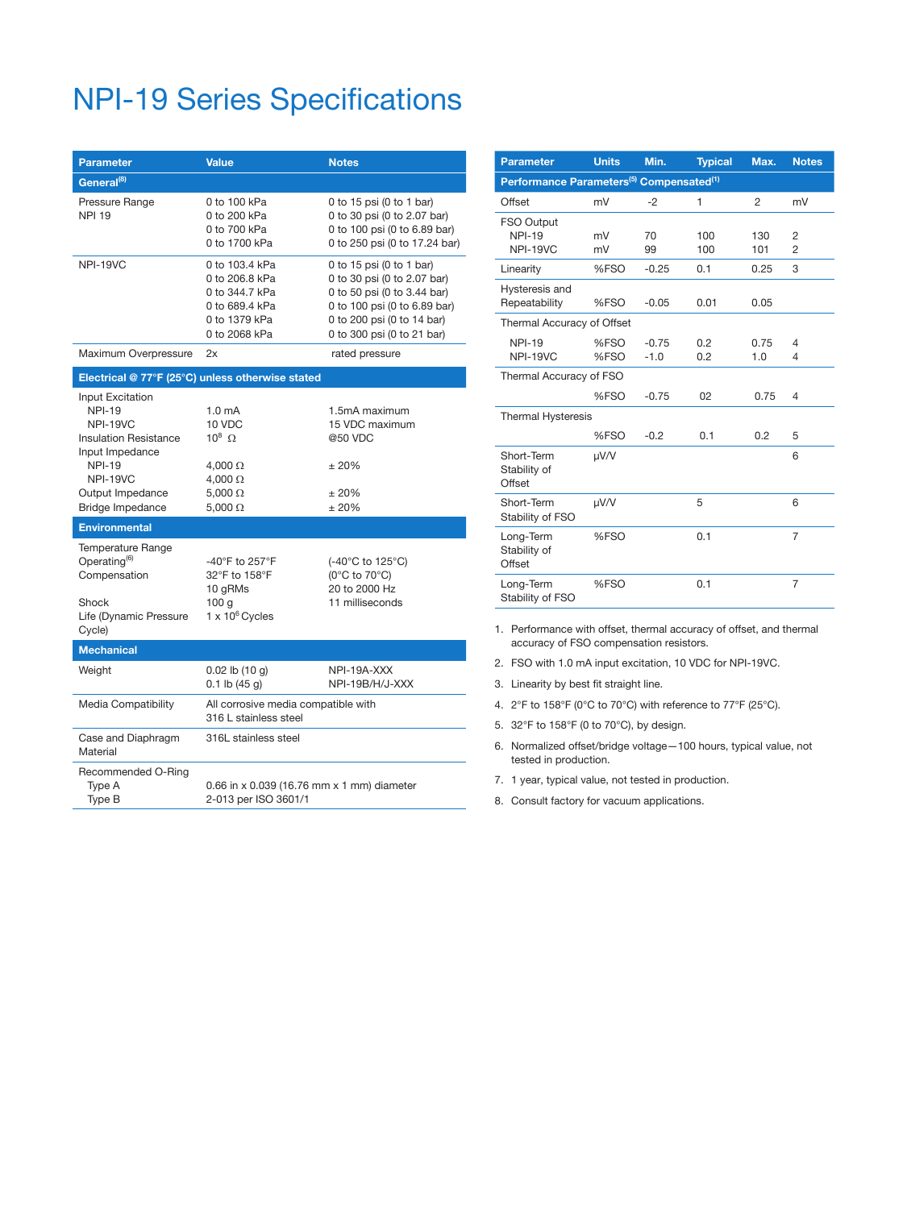# NPI-19 Series Specifications

| Parameter | Value | Notes |
|---|---|---|
| **General**[8] | | |
| Pressure Range<br>NPI 19 | 0 to 100 kPa<br>0 to 200 kPa<br>0 to 700 kPa<br>0 to 1700 kPa | 0 to 15 psi (0 to 1 bar)<br>0 to 30 psi (0 to 2.07 bar)<br>0 to 100 psi (0 to 6.89 bar)<br>0 to 250 psi (0 to 17.24 bar) |
| NPI-19VC | 0 to 103.4 kPa<br>0 to 206.8 kPa<br>0 to 344.7 kPa<br>0 to 689.4 kPa<br>0 to 1379 kPa<br>0 to 2068 kPa | 0 to 15 psi (0 to 1 bar)<br>0 to 30 psi (0 to 2.07 bar)<br>0 to 50 psi (0 to 3.44 bar)<br>0 to 100 psi (0 to 6.89 bar)<br>0 to 200 psi (0 to 14 bar)<br>0 to 300 psi (0 to 21 bar) |
| Maximum Overpressure | 2x | rated pressure |
| **Electrical @ 77°F (25°C) unless otherwise stated** | | |
| Input Excitation<br>NPI-19<br>NPI-19VC<br>Insulation Resistance<br>Input Impedance<br>NPI-19<br>NPI-19VC<br>Output Impedance<br>Bridge Impedance | <br>1.0 mA<br>10 VDC<br>$10^8$ Ω<br><br>4,000 Ω<br>4,000 Ω<br>5,000 Ω<br>5,000 Ω | <br>1.5mA maximum<br>15 VDC maximum<br>@50 VDC<br><br>± 20%<br><br>± 20%<br>± 20% |
| **Environmental** | | |
| Temperature Range<br>Operating[6]<br>Compensation<br><br>Shock<br>Life (Dynamic Pressure Cycle) | <br>-40°F to 257°F<br>32°F to 158°F<br>10 gRMs<br>100 g<br>1 x $10^6$ Cycles | <br>(-40°C to 125°C)<br>(0°C to 70°C)<br>20 to 2000 Hz<br>11 milliseconds |
| **Mechanical** | | |
| Weight | 0.02 lb (10 g)<br>0.1 lb (45 g) | NPI-19A-XXX<br>NPI-19B/H/J-XXX |
| Media Compatibility | All corrosive media compatible with 316 L stainless steel | |
| Case and Diaphragm Material | 316L stainless steel | |
| Recommended O-Ring<br>Type A<br>Type B | <br>0.66 in x 0.039 (16.76 mm x 1 mm) diameter<br>2-013 per ISO 3601/1 | |

| Parameter | Units | Min. | Typical | Max. | Notes |
|---|---|---|---|---|---|
| **Performance Parameters[5] Compensated[1]** | | | | | |
| Offset | mV | -2 | 1 | 2 | mV |
| FSO Output<br>NPI-19<br>NPI-19VC | <br>mV<br>mV | <br>70<br>99 | <br>100<br>100 | <br>130<br>101 | <br>2<br>2 |
| Linearity | %FSO | -0.25 | 0.1 | 0.25 | 3 |
| Hysteresis and Repeatability | %FSO | -0.05 | 0.01 | 0.05 | |
| Thermal Accuracy of Offset<br>NPI-19<br>NPI-19VC | <br>%FSO<br>%FSO | <br>-0.75<br>-1.0 | <br>0.2<br>0.2 | <br>0.75<br>1.0 | <br>4<br>4 |
| Thermal Accuracy of FSO | %FSO | -0.75 | 02 | 0.75 | 4 |
| Thermal Hysteresis | %FSO | -0.2 | 0.1 | 0.2 | 5 |
| Short-Term Stability of Offset | μV/V | | | | 6 |
| Short-Term Stability of FSO | μV/V | | 5 | | 6 |
| Long-Term Stability of Offset | %FSO | | 0.1 | | 7 |
| Long-Term Stability of FSO | %FSO | | 0.1 | | 7 |

1. Performance with offset, thermal accuracy of offset, and thermal accuracy of FSO compensation resistors.
2. FSO with 1.0 mA input excitation, 10 VDC for NPI-19VC.
3. Linearity by best fit straight line.
4. 2°F to 158°F (0°C to 70°C) with reference to 77°F (25°C).
5. 32°F to 158°F (0 to 70°C), by design.
6. Normalized offset/bridge voltage—100 hours, typical value, not tested in production.
7. 1 year, typical value, not tested in production.
8. Consult factory for vacuum applications.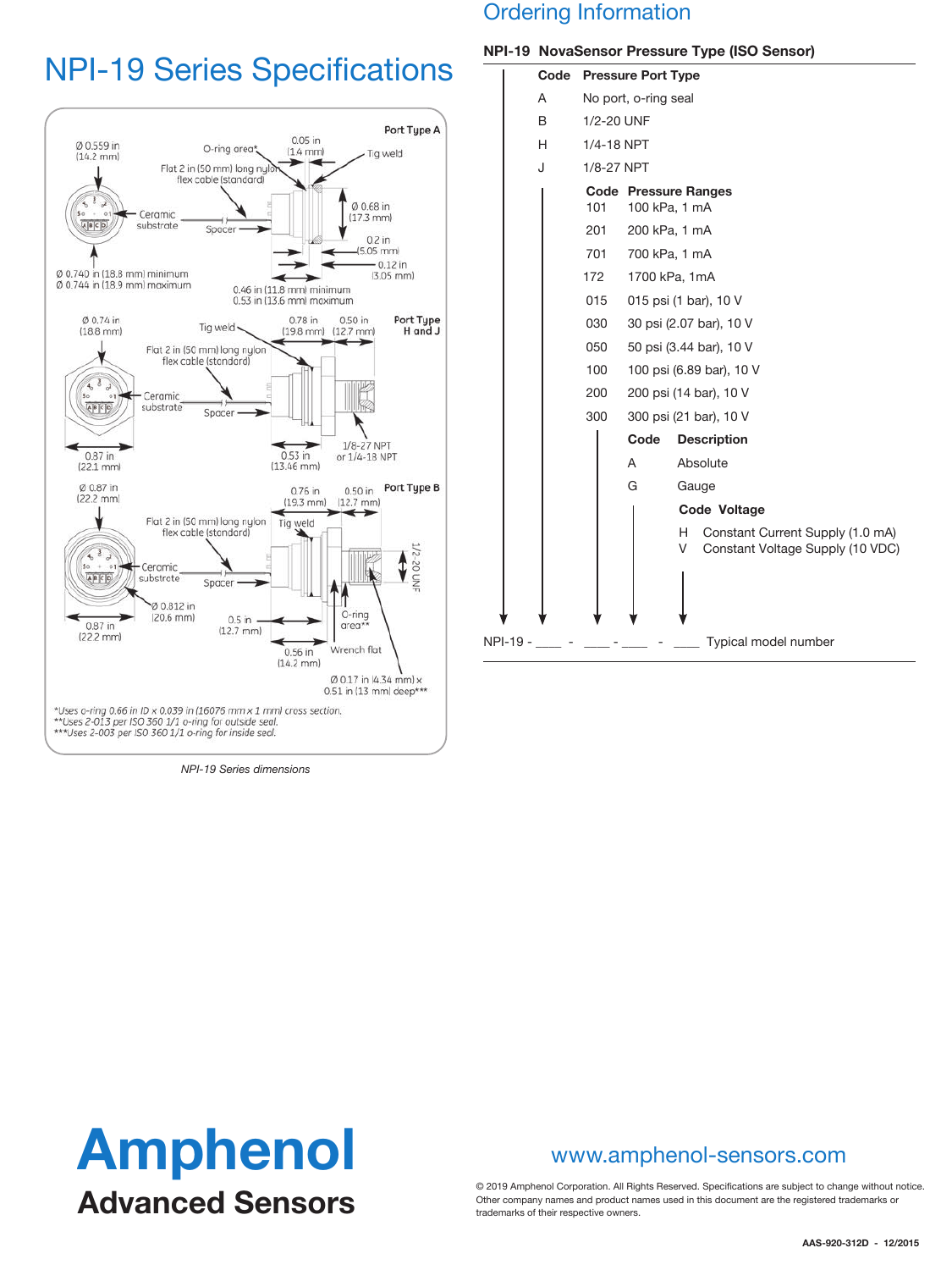# NPI-19 Series Specifications

Port Type A

Ø 0.559 in (14.2 mm)

O-ring area*

0.05 in (1.4 mm)

Tig weld

Flat 2 in (50 mm) long nylon flex cable (standard)

Ceramic substrate

Spacer

Ø 0.68 in (17.3 mm)

0.2 in (5.05 mm)

0.12 in (3.05 mm)

Ø 0.740 in (18.8 mm) minimum
Ø 0.744 in (18.9 mm) maximum

0.46 in (11.8 mm) minimum
0.53 in (13.6 mm) maximum

Port Type H and J

Ø 0.74 in (18.8 mm)

Tig weld

0.78 in (19.8 mm)

0.50 in (12.7 mm)

Flat 2 in (50 mm) long nylon flex cable (standard)

Ceramic substrate

Spacer

0.37 in (22.1 mm)

0.53 in (13.46 mm)

1/8-27 NPT or 1/4-18 NPT

Port Type B

Ø 0.87 in (22.2 mm)

0.76 in (19.3 mm)

0.50 in (12.7 mm)

Flat 2 in (50 mm) long nylon flex cable (standard)

Tig weld

1/2-20 UNF

Ceramic substrate

Spacer

Ø 0.812 in (20.6 mm)

0.87 in (22.2 mm)

0.5 in (12.7 mm)

O-ring area**

0.56 in (14.2 mm)

Wrench flat

Ø 0.17 in (4.34 mm) x 0.51 in (13 mm) deep***

*Uses o-ring 0.66 in ID x 0.039 in (16.076 mm x 1 mm) cross section.
**Uses 2-013 per ISO 360 1/1 o-ring for outside seal.
***Uses 2-003 per ISO 360 1/1 o-ring for inside seal.

*NPI-19 Series dimensions*

# Ordering Information

**NPI-19 NovaSensor Pressure Type (ISO Sensor)**

| Code | Pressure Port Type |
|---|---|
| A | No port, o-ring seal |
| B | 1/2-20 UNF |
| H | 1/4-18 NPT |
| J | 1/8-27 NPT |

| Code | Pressure Ranges |
|---|---|
| 101 | 100 kPa, 1 mA |
| 201 | 200 kPa, 1 mA |
| 701 | 700 kPa, 1 mA |
| 172 | 1700 kPa, 1mA |
| 015 | 015 psi (1 bar), 10 V |
| 030 | 30 psi (2.07 bar), 10 V |
| 050 | 50 psi (3.44 bar), 10 V |
| 100 | 100 psi (6.89 bar), 10 V |
| 200 | 200 psi (14 bar), 10 V |
| 300 | 300 psi (21 bar), 10 V |

| Code | Description |
|---|---|
| A | Absolute |
| G | Gauge |

| Code | Voltage |
|---|---|
| H | Constant Current Supply (1.0 mA) |
| V | Constant Voltage Supply (10 VDC) |

NPI-19 - ____ - ____ - ____ - ____ Typical model number

**Amphenol**
**Advanced Sensors**

www.amphenol-sensors.com

© 2019 Amphenol Corporation. All Rights Reserved. Specifications are subject to change without notice. Other company names and product names used in this document are the registered trademarks or trademarks of their respective owners.

AAS-920-312D - 12/2015